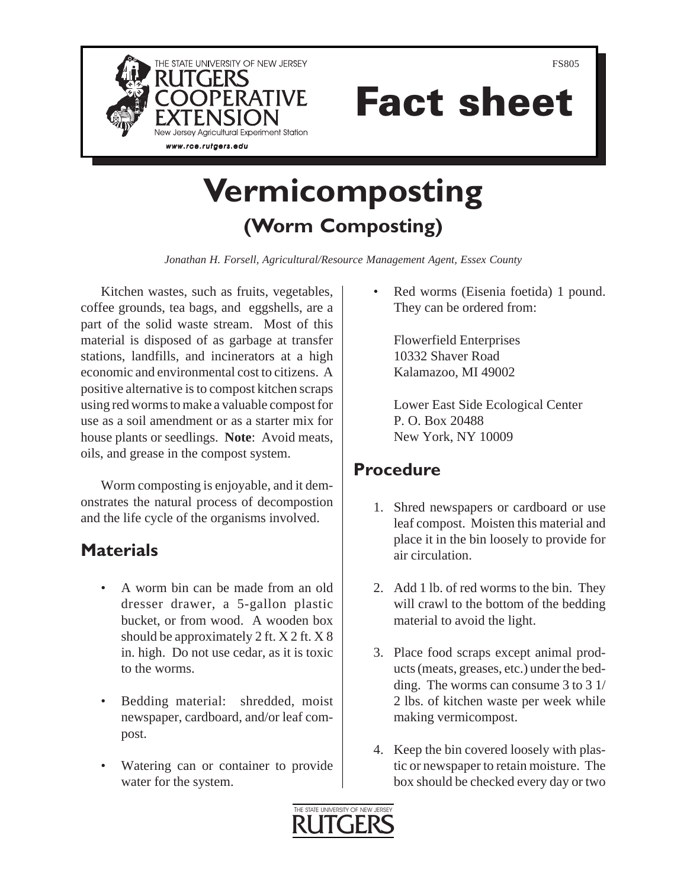THE STATE UNIVERSITY OF NEW JERSEY
RUTGERS
COOPERATIVE
EXTENSION
New Jersey Agricultural Experiment Station
www.rce.rutgers.edu

FS805

# Fact sheet

# Vermicomposting
## (Worm Composting)

*Jonathan H. Forsell, Agricultural/Resource Management Agent, Essex County*

Kitchen wastes, such as fruits, vegetables, coffee grounds, tea bags, and eggshells, are a part of the solid waste stream. Most of this material is disposed of as garbage at transfer stations, landfills, and incinerators at a high economic and environmental cost to citizens. A positive alternative is to compost kitchen scraps using red worms to make a valuable compost for use as a soil amendment or as a starter mix for house plants or seedlings. **Note**: Avoid meats, oils, and grease in the compost system.

Worm composting is enjoyable, and it demonstrates the natural process of decompostion and the life cycle of the organisms involved.

## Materials

- A worm bin can be made from an old dresser drawer, a 5-gallon plastic bucket, or from wood. A wooden box should be approximately 2 ft. X 2 ft. X 8 in. high. Do not use cedar, as it is toxic to the worms.
- Bedding material: shredded, moist newspaper, cardboard, and/or leaf compost.
- Watering can or container to provide water for the system.
- Red worms (Eisenia foetida) 1 pound. They can be ordered from:

  Flowerfield Enterprises
  10332 Shaver Road
  Kalamazoo, MI 49002

  Lower East Side Ecological Center
  P. O. Box 20488
  New York, NY 10009

## Procedure

1. Shred newspapers or cardboard or use leaf compost. Moisten this material and place it in the bin loosely to provide for air circulation.
2. Add 1 lb. of red worms to the bin. They will crawl to the bottom of the bedding material to avoid the light.
3. Place food scraps except animal products (meats, greases, etc.) under the bedding. The worms can consume 3 to 3 1/2 lbs. of kitchen waste per week while making vermicompost.
4. Keep the bin covered loosely with plastic or newspaper to retain moisture. The box should be checked every day or two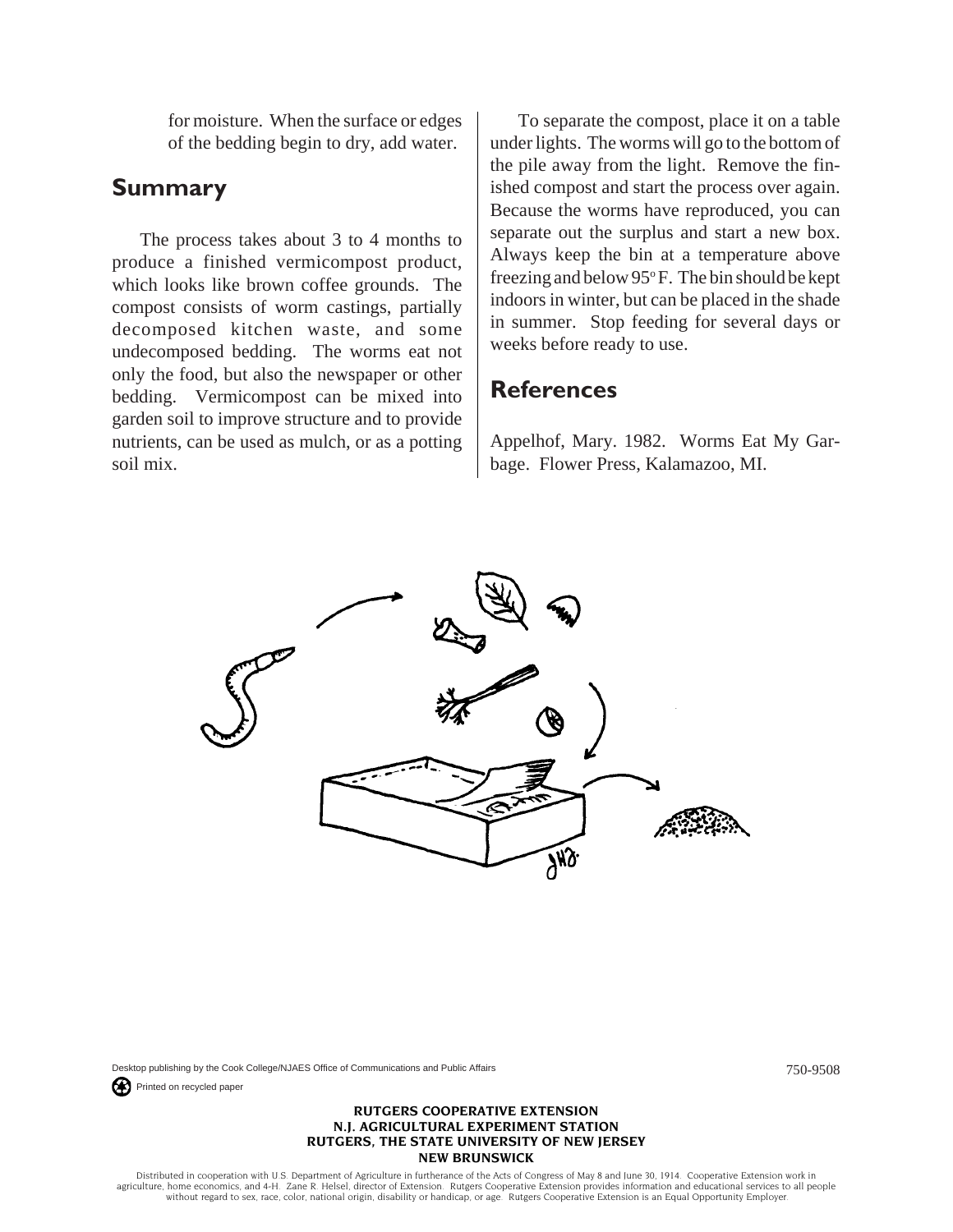for moisture. When the surface or edges of the bedding begin to dry, add water.

## Summary

The process takes about 3 to 4 months to produce a finished vermicompost product, which looks like brown coffee grounds. The compost consists of worm castings, partially decomposed kitchen waste, and some undecomposed bedding. The worms eat not only the food, but also the newspaper or other bedding. Vermicompost can be mixed into garden soil to improve structure and to provide nutrients, can be used as mulch, or as a potting soil mix.

To separate the compost, place it on a table under lights. The worms will go to the bottom of the pile away from the light. Remove the finished compost and start the process over again. Because the worms have reproduced, you can separate out the surplus and start a new box. Always keep the bin at a temperature above freezing and below 95° F. The bin should be kept indoors in winter, but can be placed in the shade in summer. Stop feeding for several days or weeks before ready to use.

## References

Appelhof, Mary. 1982. Worms Eat My Garbage. Flower Press, Kalamazoo, MI.

Desktop publishing by the Cook College/NJAES Office of Communications and Public Affairs

750-9508

Printed on recycled paper

**RUTGERS COOPERATIVE EXTENSION**
**N.J. AGRICULTURAL EXPERIMENT STATION**
**RUTGERS, THE STATE UNIVERSITY OF NEW JERSEY**
**NEW BRUNSWICK**

Distributed in cooperation with U.S. Department of Agriculture in furtherance of the Acts of Congress of May 8 and June 30, 1914. Cooperative Extension work in agriculture, home economics, and 4-H. Zane R. Helsel, director of Extension. Rutgers Cooperative Extension provides information and educational services to all people without regard to sex, race, color, national origin, disability or handicap, or age. Rutgers Cooperative Extension is an Equal Opportunity Employer.